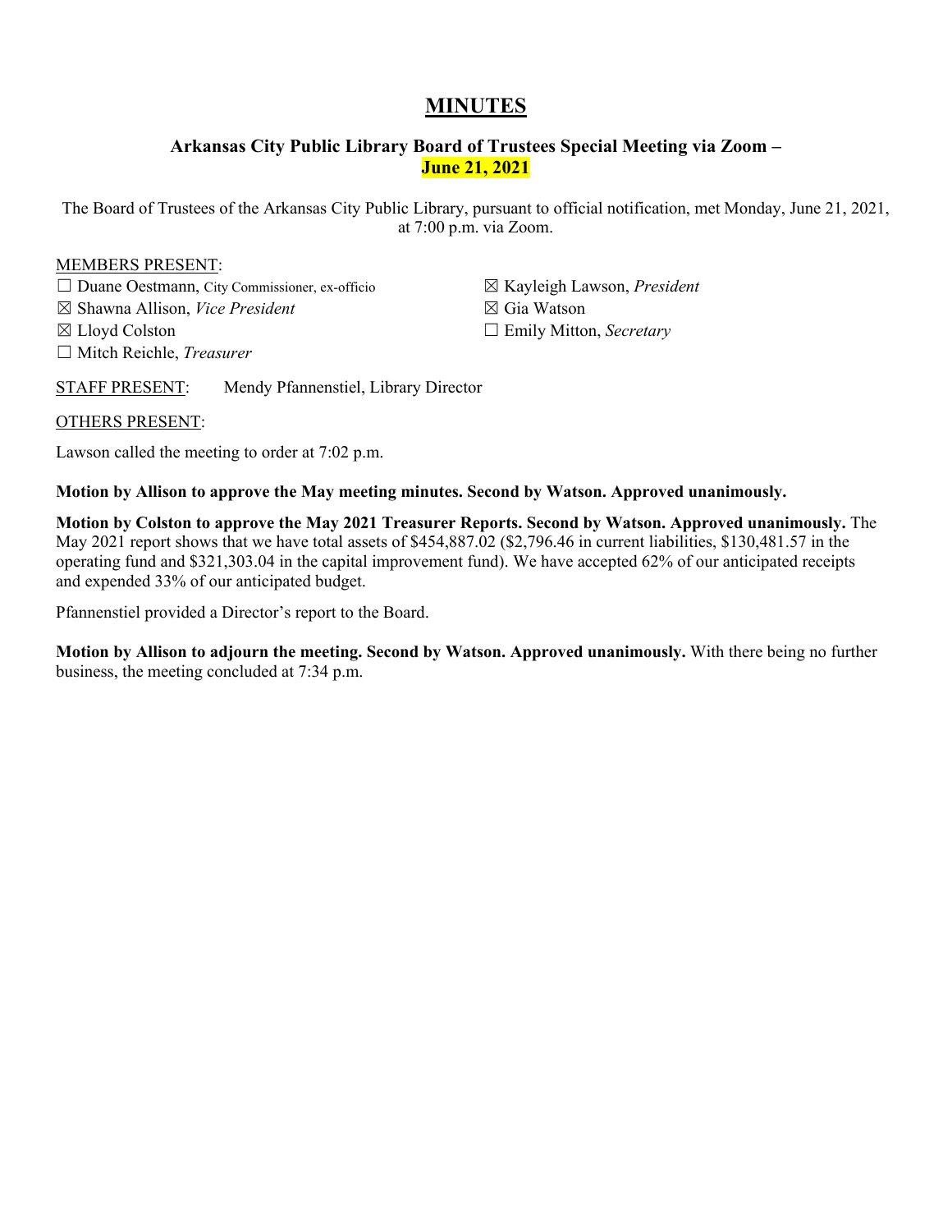# MINUTES

## Arkansas City Public Library Board of Trustees Special Meeting via Zoom – June 21, 2021

The Board of Trustees of the Arkansas City Public Library, pursuant to official notification, met Monday, June 21, 2021, at 7:00 p.m. via Zoom.

MEMBERS PRESENT:

☐ Duane Oestmann, City Commissioner, ex-officio
☒ Shawna Allison, *Vice President*
☒ Lloyd Colston
☐ Mitch Reichle, *Treasurer*
☒ Kayleigh Lawson, *President*
☒ Gia Watson
☐ Emily Mitton, *Secretary*

STAFF PRESENT: Mendy Pfannenstiel, Library Director

OTHERS PRESENT:

Lawson called the meeting to order at 7:02 p.m.

**Motion by Allison to approve the May meeting minutes. Second by Watson. Approved unanimously.**

**Motion by Colston to approve the May 2021 Treasurer Reports. Second by Watson. Approved unanimously.** The May 2021 report shows that we have total assets of $454,887.02 ($2,796.46 in current liabilities, $130,481.57 in the operating fund and $321,303.04 in the capital improvement fund). We have accepted 62% of our anticipated receipts and expended 33% of our anticipated budget.

Pfannenstiel provided a Director's report to the Board.

**Motion by Allison to adjourn the meeting. Second by Watson. Approved unanimously.** With there being no further business, the meeting concluded at 7:34 p.m.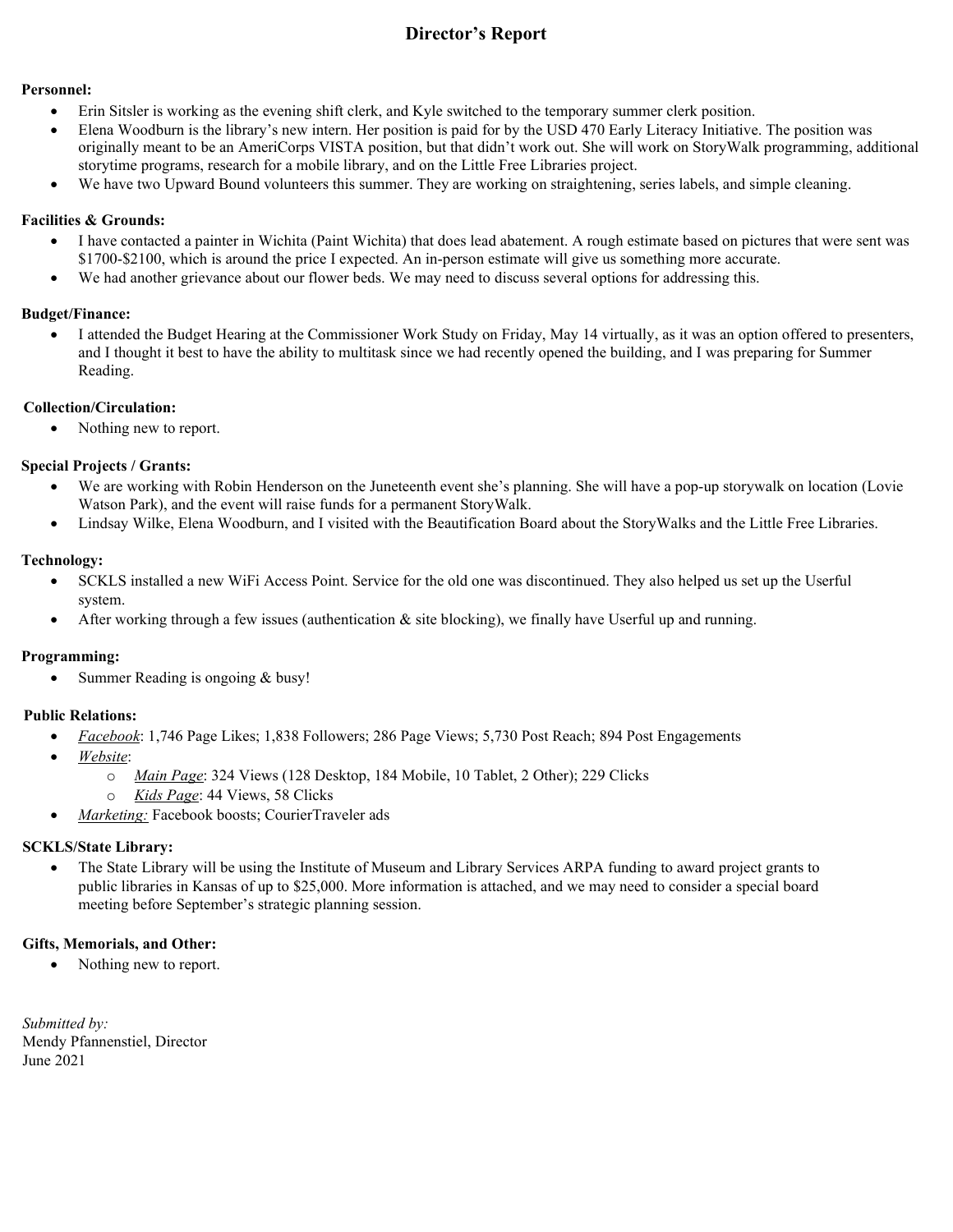# Director's Report

**Personnel:**

- Erin Sitsler is working as the evening shift clerk, and Kyle switched to the temporary summer clerk position.
- Elena Woodburn is the library's new intern. Her position is paid for by the USD 470 Early Literacy Initiative. The position was originally meant to be an AmeriCorps VISTA position, but that didn't work out. She will work on StoryWalk programming, additional storytime programs, research for a mobile library, and on the Little Free Libraries project.
- We have two Upward Bound volunteers this summer. They are working on straightening, series labels, and simple cleaning.

**Facilities & Grounds:**

- I have contacted a painter in Wichita (Paint Wichita) that does lead abatement. A rough estimate based on pictures that were sent was $1700-$2100, which is around the price I expected. An in-person estimate will give us something more accurate.
- We had another grievance about our flower beds. We may need to discuss several options for addressing this.

**Budget/Finance:**

- I attended the Budget Hearing at the Commissioner Work Study on Friday, May 14 virtually, as it was an option offered to presenters, and I thought it best to have the ability to multitask since we had recently opened the building, and I was preparing for Summer Reading.

**Collection/Circulation:**

- Nothing new to report.

**Special Projects / Grants:**

- We are working with Robin Henderson on the Juneteenth event she's planning. She will have a pop-up storywalk on location (Lovie Watson Park), and the event will raise funds for a permanent StoryWalk.
- Lindsay Wilke, Elena Woodburn, and I visited with the Beautification Board about the StoryWalks and the Little Free Libraries.

**Technology:**

- SCKLS installed a new WiFi Access Point. Service for the old one was discontinued. They also helped us set up the Userful system.
- After working through a few issues (authentication & site blocking), we finally have Userful up and running.

**Programming:**

- Summer Reading is ongoing & busy!

**Public Relations:**

- *Facebook*: 1,746 Page Likes; 1,838 Followers; 286 Page Views; 5,730 Post Reach; 894 Post Engagements
- *Website*:
  - *Main Page*: 324 Views (128 Desktop, 184 Mobile, 10 Tablet, 2 Other); 229 Clicks
  - *Kids Page*: 44 Views, 58 Clicks
- *Marketing:* Facebook boosts; CourierTraveler ads

**SCKLS/State Library:**

- The State Library will be using the Institute of Museum and Library Services ARPA funding to award project grants to public libraries in Kansas of up to $25,000. More information is attached, and we may need to consider a special board meeting before September's strategic planning session.

**Gifts, Memorials, and Other:**

- Nothing new to report.

*Submitted by:*
Mendy Pfannenstiel, Director
June 2021